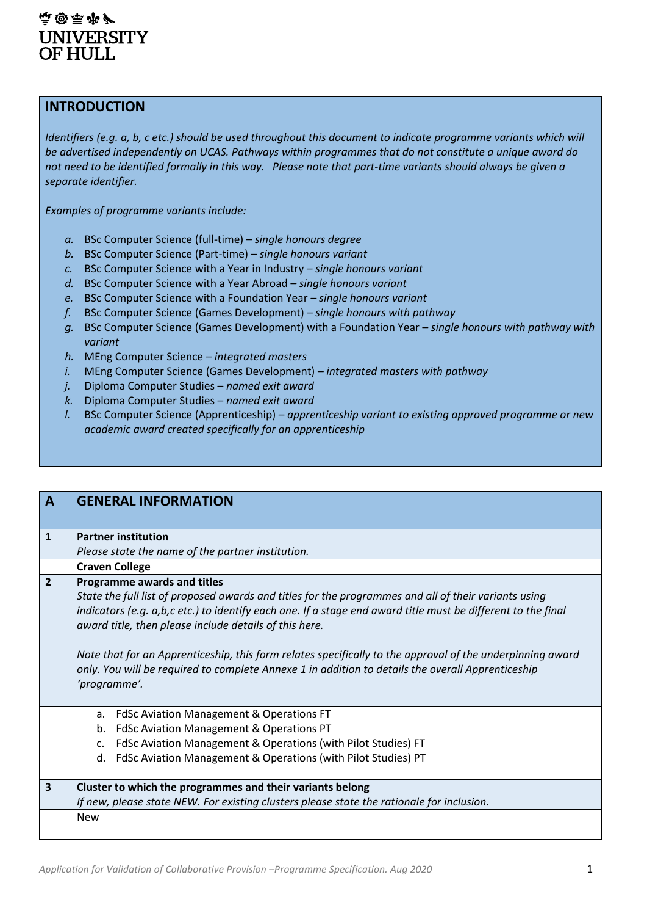UNIVERSITY OF HULL

## INTRODUCTION

*Identifiers (e.g. a, b, c etc.) should be used throughout this document to indicate programme variants which will be advertised independently on UCAS. Pathways within programmes that do not constitute a unique award do not need to be identified formally in this way. Please note that part-time variants should always be given a separate identifier.*

*Examples of programme variants include:*

- *a.* BSc Computer Science (full-time) – *single honours degree*
- *b.* BSc Computer Science (Part-time) – *single honours variant*
- *c.* BSc Computer Science with a Year in Industry – *single honours variant*
- *d.* BSc Computer Science with a Year Abroad – *single honours variant*
- *e.* BSc Computer Science with a Foundation Year – *single honours variant*
- *f.* BSc Computer Science (Games Development) – *single honours with pathway*
- *g.* BSc Computer Science (Games Development) with a Foundation Year – *single honours with pathway with variant*
- *h.* MEng Computer Science – *integrated masters*
- *i.* MEng Computer Science (Games Development) – *integrated masters with pathway*
- *j.* Diploma Computer Studies – *named exit award*
- *k.* Diploma Computer Studies – *named exit award*
- *l.* BSc Computer Science (Apprenticeship) – *apprenticeship variant to existing approved programme or new academic award created specifically for an apprenticeship*

| A | GENERAL INFORMATION |
|---|---|
| 1 | **Partner institution**<br>*Please state the name of the partner institution.* |
| | **Craven College** |
| 2 | **Programme awards and titles**<br>*State the full list of proposed awards and titles for the programmes and all of their variants using indicators (e.g. a,b,c etc.) to identify each one. If a stage end award title must be different to the final award title, then please include details of this here.*<br><br>*Note that for an Apprenticeship, this form relates specifically to the approval of the underpinning award only. You will be required to complete Annexe 1 in addition to details the overall Apprenticeship 'programme'.* |
| | a. FdSc Aviation Management & Operations FT<br>b. FdSc Aviation Management & Operations PT<br>c. FdSc Aviation Management & Operations (with Pilot Studies) FT<br>d. FdSc Aviation Management & Operations (with Pilot Studies) PT |
| 3 | **Cluster to which the programmes and their variants belong**<br>*If new, please state NEW. For existing clusters please state the rationale for inclusion.* |
| | New |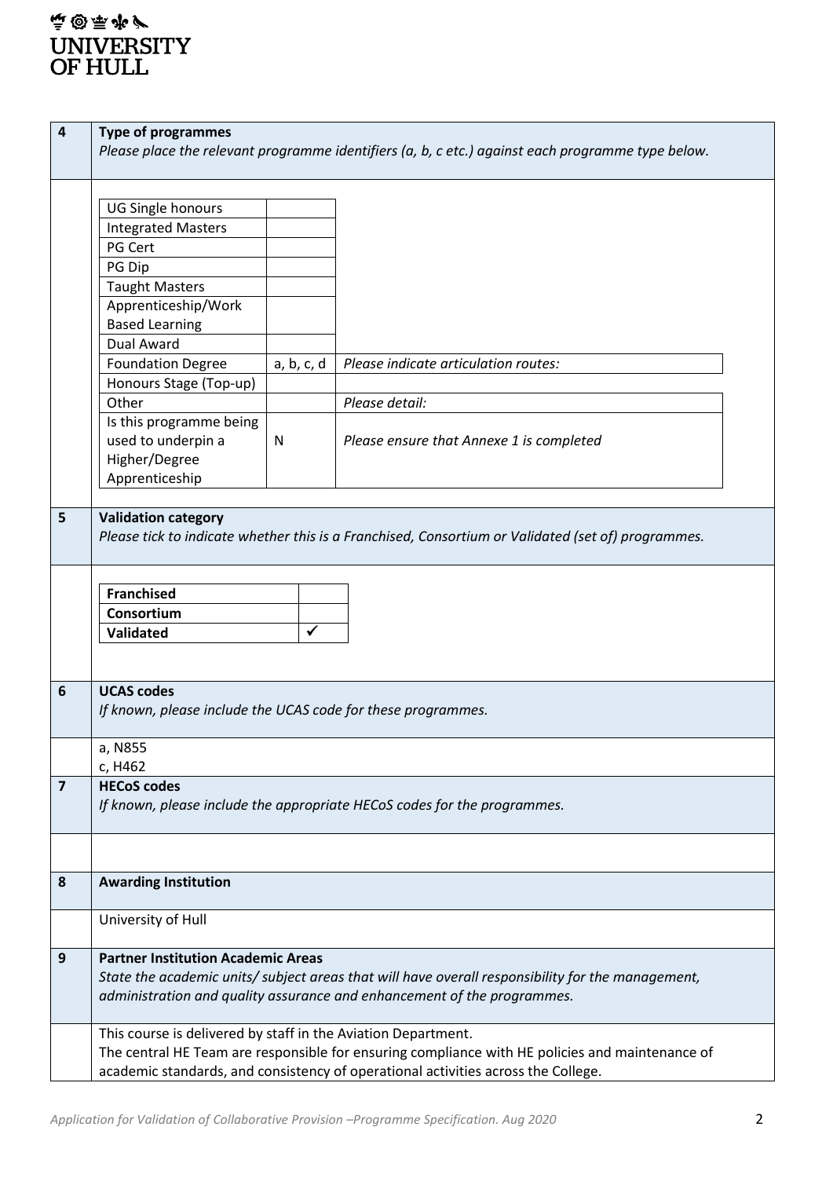| 4 | **Type of programmes** *Please place the relevant programme identifiers (a, b, c etc.) against each programme type below.* |
|---|---|

| Programme type | Identifiers | |
|---|---|---|
| UG Single honours | | |
| Integrated Masters | | |
| PG Cert | | |
| PG Dip | | |
| Taught Masters | | |
| Apprenticeship/Work Based Learning | | |
| Dual Award | | |
| Foundation Degree | a, b, c, d | *Please indicate articulation routes:* |
| Honours Stage (Top-up) | | |
| Other | | *Please detail:* |
| Is this programme being used to underpin a Higher/Degree Apprenticeship | N | *Please ensure that Annexe 1 is completed* |

| 5 | **Validation category** *Please tick to indicate whether this is a Franchised, Consortium or Validated (set of) programmes.* |
|---|---|

| Category | |
|---|---|
| **Franchised** | |
| **Consortium** | |
| **Validated** | ✓ |

| 6 | **UCAS codes** *If known, please include the UCAS code for these programmes.* |
|---|---|
| | a, N855<br>c, H462 |
| **7** | **HECoS codes** *If known, please include the appropriate HECoS codes for the programmes.* |
| | |
| **8** | **Awarding Institution** |
| | University of Hull |
| **9** | **Partner Institution Academic Areas** *State the academic units/ subject areas that will have overall responsibility for the management, administration and quality assurance and enhancement of the programmes.* |
| | This course is delivered by staff in the Aviation Department.<br>The central HE Team are responsible for ensuring compliance with HE policies and maintenance of academic standards, and consistency of operational activities across the College. |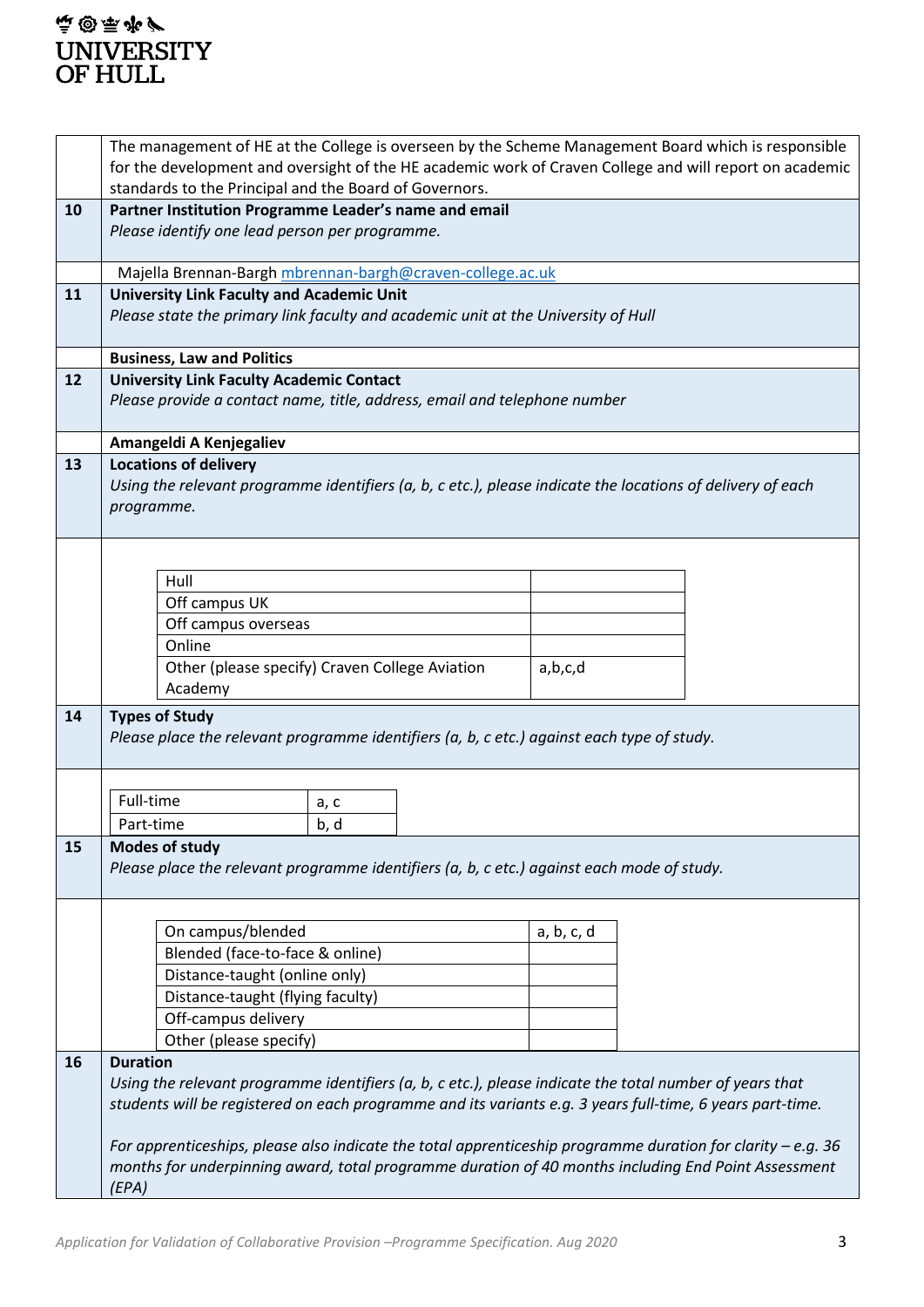| | |
|---|---|
| | The management of HE at the College is overseen by the Scheme Management Board which is responsible for the development and oversight of the HE academic work of Craven College and will report on academic standards to the Principal and the Board of Governors. |
| **10** | **Partner Institution Programme Leader's name and email**<br>*Please identify one lead person per programme.* |
| | Majella Brennan-Bargh mbrennan-bargh@craven-college.ac.uk |
| **11** | **University Link Faculty and Academic Unit**<br>*Please state the primary link faculty and academic unit at the University of Hull* |
| | **Business, Law and Politics** |
| **12** | **University Link Faculty Academic Contact**<br>*Please provide a contact name, title, address, email and telephone number* |
| | **Amangeldi A Kenjegaliev** |
| **13** | **Locations of delivery**<br>*Using the relevant programme identifiers (a, b, c etc.), please indicate the locations of delivery of each programme.* |

| Location | Programmes |
|---|---|
| Hull | |
| Off campus UK | |
| Off campus overseas | |
| Online | |
| Other (please specify) Craven College Aviation Academy | a,b,c,d |

| | |
|---|---|
| **14** | **Types of Study**<br>*Please place the relevant programme identifiers (a, b, c etc.) against each type of study.* |

| Type | Programmes |
|---|---|
| Full-time | a, c |
| Part-time | b, d |

| | |
|---|---|
| **15** | **Modes of study**<br>*Please place the relevant programme identifiers (a, b, c etc.) against each mode of study.* |

| Mode | Programmes |
|---|---|
| On campus/blended | a, b, c, d |
| Blended (face-to-face & online) | |
| Distance-taught (online only) | |
| Distance-taught (flying faculty) | |
| Off-campus delivery | |
| Other (please specify) | |

| | |
|---|---|
| **16** | **Duration**<br>*Using the relevant programme identifiers (a, b, c etc.), please indicate the total number of years that students will be registered on each programme and its variants e.g. 3 years full-time, 6 years part-time.*<br><br>*For apprenticeships, please also indicate the total apprenticeship programme duration for clarity – e.g. 36 months for underpinning award, total programme duration of 40 months including End Point Assessment (EPA)* |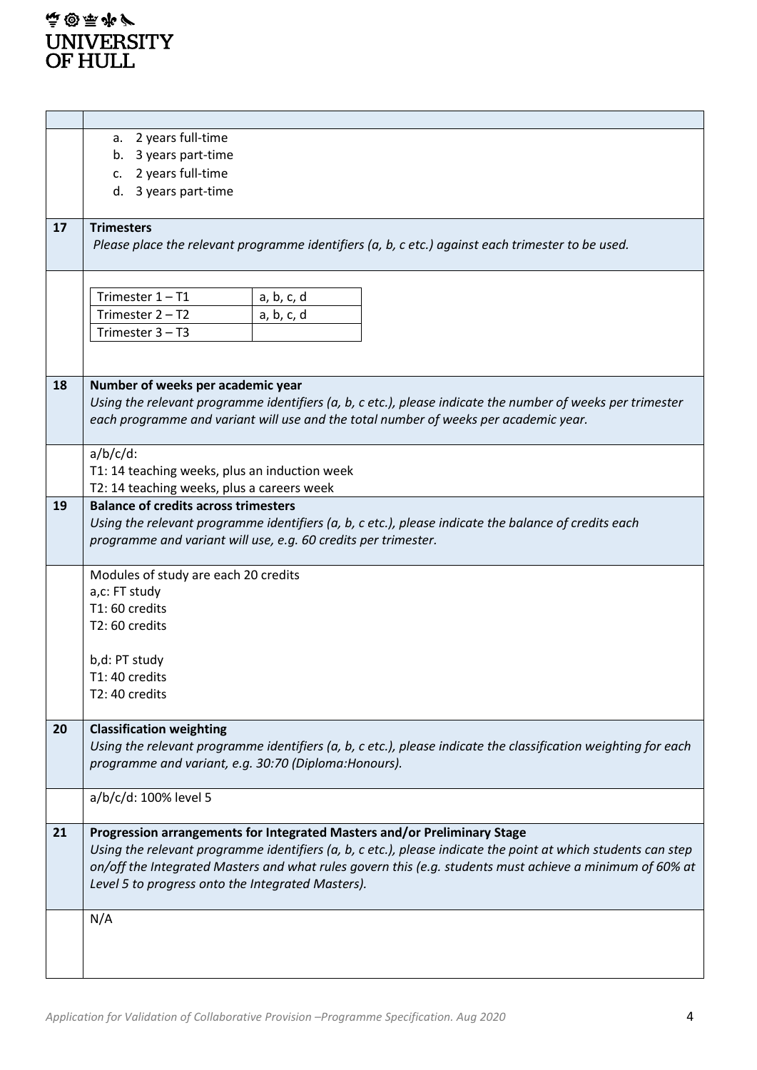| | |
|---|---|
| | a. 2 years full-time<br>b. 3 years part-time<br>c. 2 years full-time<br>d. 3 years part-time |
| **17** | **Trimesters**<br>*Please place the relevant programme identifiers (a, b, c etc.) against each trimester to be used.* |
| | Trimester 1 – T1: a, b, c, d<br>Trimester 2 – T2: a, b, c, d<br>Trimester 3 – T3: |
| **18** | **Number of weeks per academic year**<br>*Using the relevant programme identifiers (a, b, c etc.), please indicate the number of weeks per trimester each programme and variant will use and the total number of weeks per academic year.* |
| | a/b/c/d:<br>T1: 14 teaching weeks, plus an induction week<br>T2: 14 teaching weeks, plus a careers week |
| **19** | **Balance of credits across trimesters**<br>*Using the relevant programme identifiers (a, b, c etc.), please indicate the balance of credits each programme and variant will use, e.g. 60 credits per trimester.* |
| | Modules of study are each 20 credits<br>a,c: FT study<br>T1: 60 credits<br>T2: 60 credits<br><br>b,d: PT study<br>T1: 40 credits<br>T2: 40 credits |
| **20** | **Classification weighting**<br>*Using the relevant programme identifiers (a, b, c etc.), please indicate the classification weighting for each programme and variant, e.g. 30:70 (Diploma:Honours).* |
| | a/b/c/d: 100% level 5 |
| **21** | **Progression arrangements for Integrated Masters and/or Preliminary Stage**<br>*Using the relevant programme identifiers (a, b, c etc.), please indicate the point at which students can step on/off the Integrated Masters and what rules govern this (e.g. students must achieve a minimum of 60% at Level 5 to progress onto the Integrated Masters).* |
| | N/A |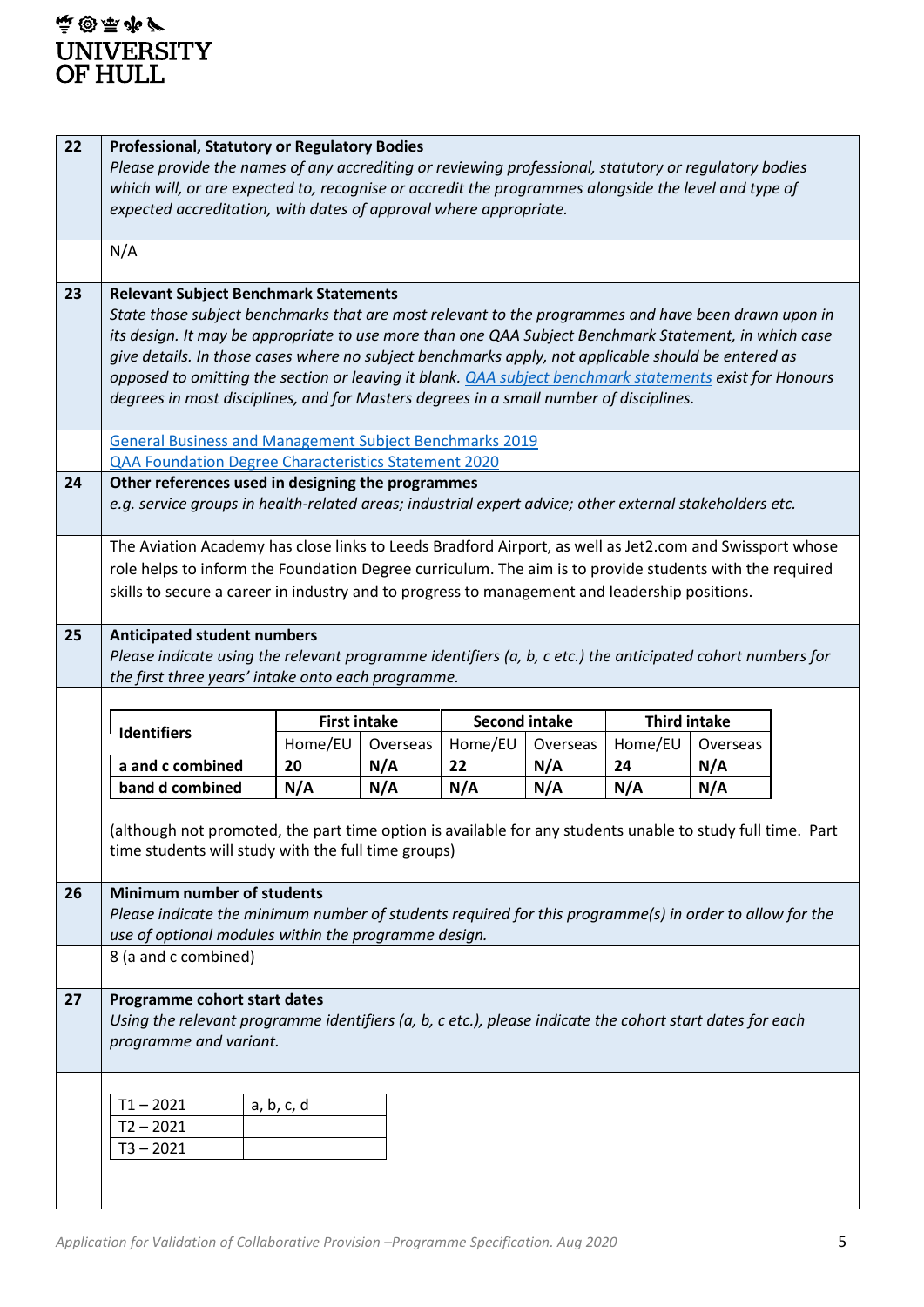## 22 Professional, Statutory or Regulatory Bodies

*Please provide the names of any accrediting or reviewing professional, statutory or regulatory bodies which will, or are expected to, recognise or accredit the programmes alongside the level and type of expected accreditation, with dates of approval where appropriate.*

N/A

## 23 Relevant Subject Benchmark Statements

*State those subject benchmarks that are most relevant to the programmes and have been drawn upon in its design. It may be appropriate to use more than one QAA Subject Benchmark Statement, in which case give details. In those cases where no subject benchmarks apply, not applicable should be entered as opposed to omitting the section or leaving it blank. [QAA subject benchmark statements](#) exist for Honours degrees in most disciplines, and for Masters degrees in a small number of disciplines.*

[General Business and Management Subject Benchmarks 2019](#)
[QAA Foundation Degree Characteristics Statement 2020](#)

## 24 Other references used in designing the programmes

*e.g. service groups in health-related areas; industrial expert advice; other external stakeholders etc.*

The Aviation Academy has close links to Leeds Bradford Airport, as well as Jet2.com and Swissport whose role helps to inform the Foundation Degree curriculum. The aim is to provide students with the required skills to secure a career in industry and to progress to management and leadership positions.

## 25 Anticipated student numbers

*Please indicate using the relevant programme identifiers (a, b, c etc.) the anticipated cohort numbers for the first three years' intake onto each programme.*

| Identifiers | First intake | | Second intake | | Third intake | |
|---|---|---|---|---|---|---|
| | Home/EU | Overseas | Home/EU | Overseas | Home/EU | Overseas |
| **a and c combined** | **20** | **N/A** | **22** | **N/A** | **24** | **N/A** |
| **band d combined** | **N/A** | **N/A** | **N/A** | **N/A** | **N/A** | **N/A** |

(although not promoted, the part time option is available for any students unable to study full time. Part time students will study with the full time groups)

## 26 Minimum number of students

*Please indicate the minimum number of students required for this programme(s) in order to allow for the use of optional modules within the programme design.*

8 (a and c combined)

## 27 Programme cohort start dates

*Using the relevant programme identifiers (a, b, c etc.), please indicate the cohort start dates for each programme and variant.*

| | |
|---|---|
| T1 – 2021 | a, b, c, d |
| T2 – 2021 | |
| T3 – 2021 | |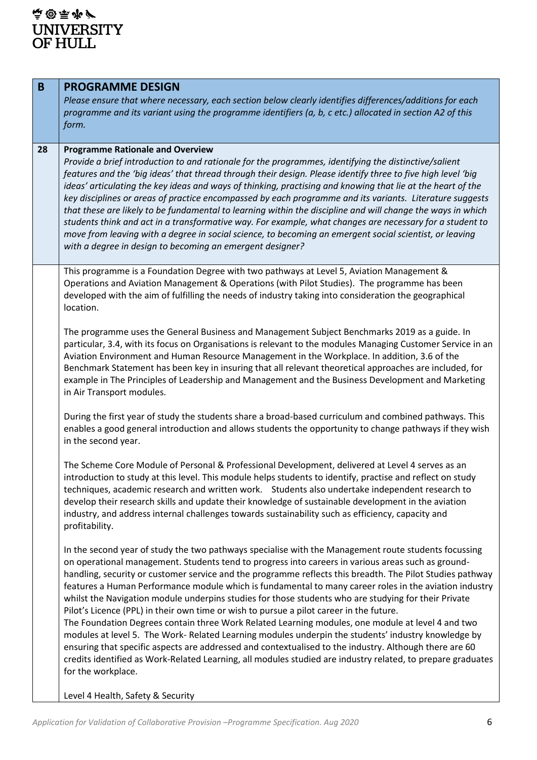| B | **PROGRAMME DESIGN**<br>*Please ensure that where necessary, each section below clearly identifies differences/additions for each programme and its variant using the programme identifiers (a, b, c etc.) allocated in section A2 of this form.* |
|---|---|
| **28** | **Programme Rationale and Overview**<br>*Provide a brief introduction to and rationale for the programmes, identifying the distinctive/salient features and the 'big ideas' that thread through their design. Please identify three to five high level 'big ideas' articulating the key ideas and ways of thinking, practising and knowing that lie at the heart of the key disciplines or areas of practice encompassed by each programme and its variants. Literature suggests that these are likely to be fundamental to learning within the discipline and will change the ways in which students think and act in a transformative way. For example, what changes are necessary for a student to move from leaving with a degree in social science, to becoming an emergent social scientist, or leaving with a degree in design to becoming an emergent designer?* |
| | This programme is a Foundation Degree with two pathways at Level 5, Aviation Management & Operations and Aviation Management & Operations (with Pilot Studies). The programme has been developed with the aim of fulfilling the needs of industry taking into consideration the geographical location.<br><br>The programme uses the General Business and Management Subject Benchmarks 2019 as a guide. In particular, 3.4, with its focus on Organisations is relevant to the modules Managing Customer Service in an Aviation Environment and Human Resource Management in the Workplace. In addition, 3.6 of the Benchmark Statement has been key in insuring that all relevant theoretical approaches are included, for example in The Principles of Leadership and Management and the Business Development and Marketing in Air Transport modules.<br><br>During the first year of study the students share a broad-based curriculum and combined pathways. This enables a good general introduction and allows students the opportunity to change pathways if they wish in the second year.<br><br>The Scheme Core Module of Personal & Professional Development, delivered at Level 4 serves as an introduction to study at this level. This module helps students to identify, practise and reflect on study techniques, academic research and written work. Students also undertake independent research to develop their research skills and update their knowledge of sustainable development in the aviation industry, and address internal challenges towards sustainability such as efficiency, capacity and profitability.<br><br>In the second year of study the two pathways specialise with the Management route students focussing on operational management. Students tend to progress into careers in various areas such as ground-handling, security or customer service and the programme reflects this breadth. The Pilot Studies pathway features a Human Performance module which is fundamental to many career roles in the aviation industry whilst the Navigation module underpins studies for those students who are studying for their Private Pilot's Licence (PPL) in their own time or wish to pursue a pilot career in the future.<br>The Foundation Degrees contain three Work Related Learning modules, one module at level 4 and two modules at level 5. The Work- Related Learning modules underpin the students' industry knowledge by ensuring that specific aspects are addressed and contextualised to the industry. Although there are 60 credits identified as Work-Related Learning, all modules studied are industry related, to prepare graduates for the workplace.<br><br>Level 4 Health, Safety & Security |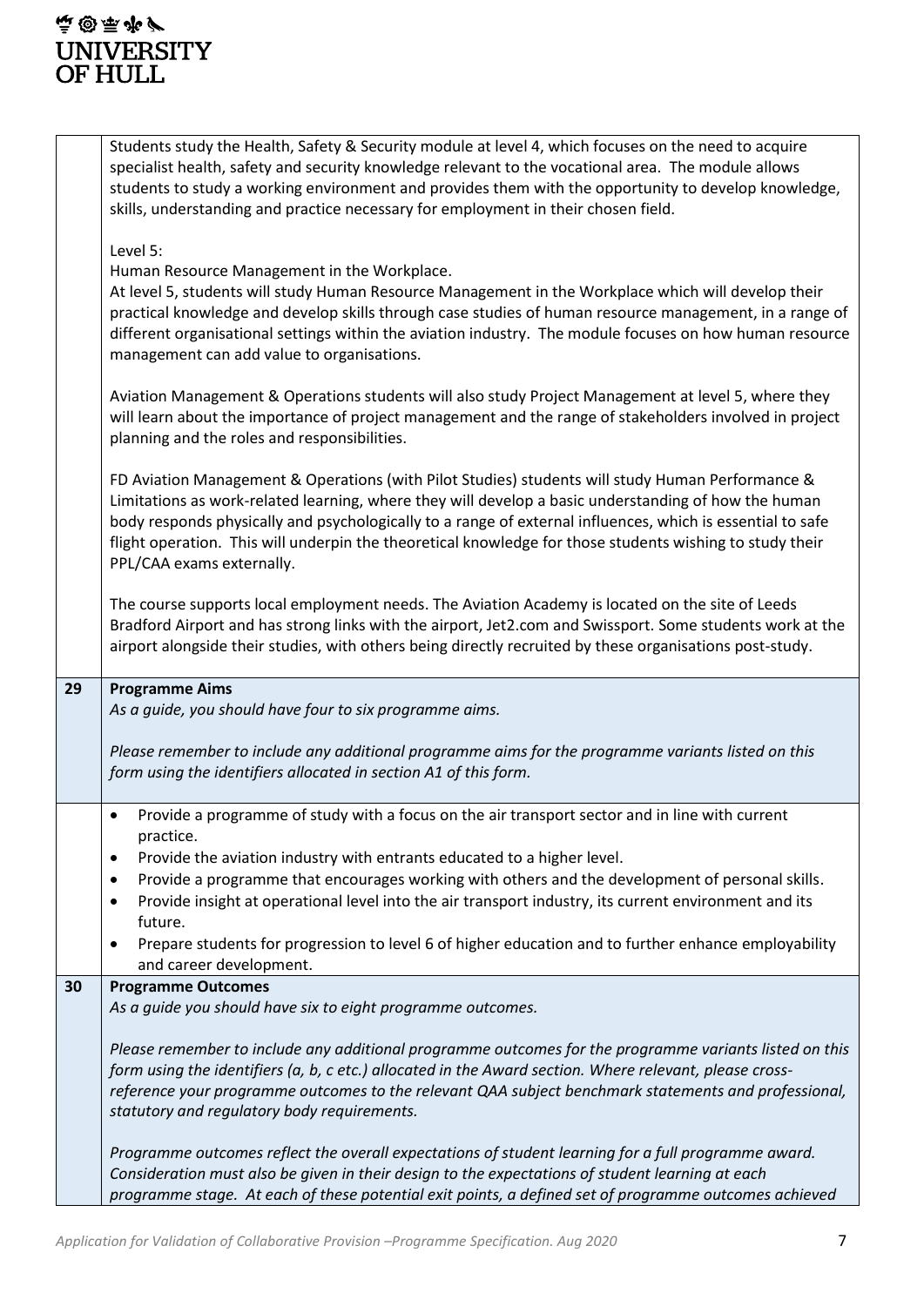Students study the Health, Safety & Security module at level 4, which focuses on the need to acquire specialist health, safety and security knowledge relevant to the vocational area. The module allows students to study a working environment and provides them with the opportunity to develop knowledge, skills, understanding and practice necessary for employment in their chosen field.

Level 5:
Human Resource Management in the Workplace.
At level 5, students will study Human Resource Management in the Workplace which will develop their practical knowledge and develop skills through case studies of human resource management, in a range of different organisational settings within the aviation industry. The module focuses on how human resource management can add value to organisations.

Aviation Management & Operations students will also study Project Management at level 5, where they will learn about the importance of project management and the range of stakeholders involved in project planning and the roles and responsibilities.

FD Aviation Management & Operations (with Pilot Studies) students will study Human Performance & Limitations as work-related learning, where they will develop a basic understanding of how the human body responds physically and psychologically to a range of external influences, which is essential to safe flight operation. This will underpin the theoretical knowledge for those students wishing to study their PPL/CAA exams externally.

The course supports local employment needs. The Aviation Academy is located on the site of Leeds Bradford Airport and has strong links with the airport, Jet2.com and Swissport. Some students work at the airport alongside their studies, with others being directly recruited by these organisations post-study.

## 29 Programme Aims

*As a guide, you should have four to six programme aims.*

*Please remember to include any additional programme aims for the programme variants listed on this form using the identifiers allocated in section A1 of this form.*

- Provide a programme of study with a focus on the air transport sector and in line with current practice.
- Provide the aviation industry with entrants educated to a higher level.
- Provide a programme that encourages working with others and the development of personal skills.
- Provide insight at operational level into the air transport industry, its current environment and its future.
- Prepare students for progression to level 6 of higher education and to further enhance employability and career development.

## 30 Programme Outcomes

*As a guide you should have six to eight programme outcomes.*

*Please remember to include any additional programme outcomes for the programme variants listed on this form using the identifiers (a, b, c etc.) allocated in the Award section. Where relevant, please cross-reference your programme outcomes to the relevant QAA subject benchmark statements and professional, statutory and regulatory body requirements.*

*Programme outcomes reflect the overall expectations of student learning for a full programme award. Consideration must also be given in their design to the expectations of student learning at each programme stage. At each of these potential exit points, a defined set of programme outcomes achieved*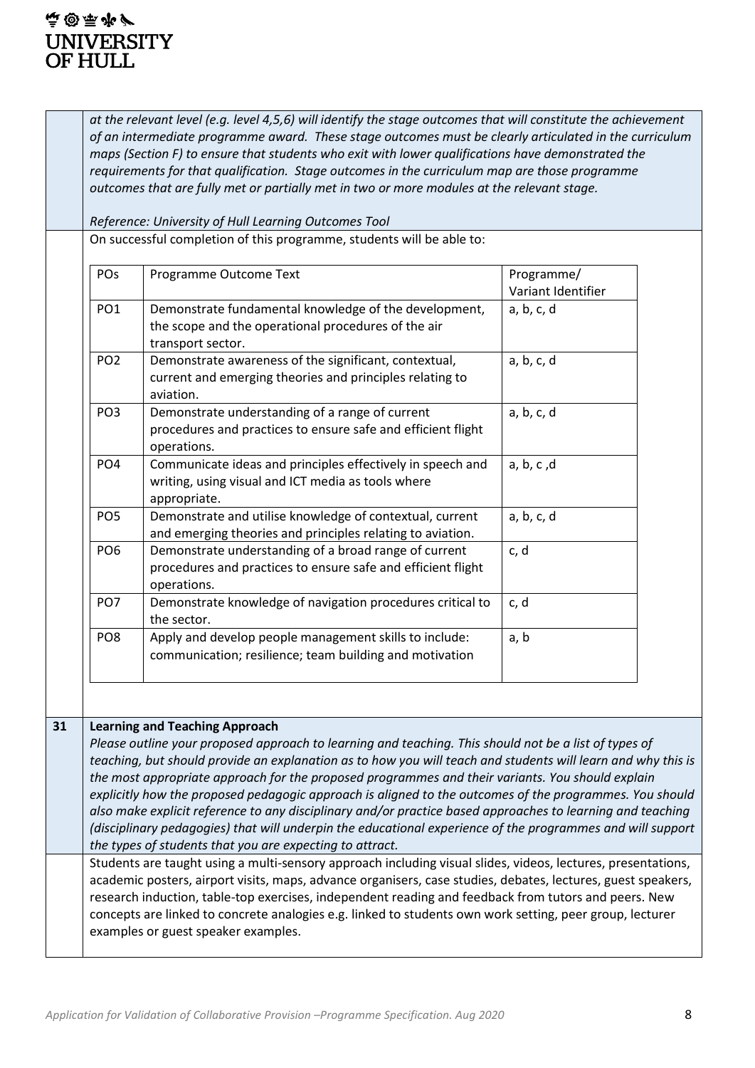*at the relevant level (e.g. level 4,5,6) will identify the stage outcomes that will constitute the achievement of an intermediate programme award. These stage outcomes must be clearly articulated in the curriculum maps (Section F) to ensure that students who exit with lower qualifications have demonstrated the requirements for that qualification. Stage outcomes in the curriculum map are those programme outcomes that are fully met or partially met in two or more modules at the relevant stage.*

*Reference: University of Hull Learning Outcomes Tool*

On successful completion of this programme, students will be able to:

| POs | Programme Outcome Text | Programme/ Variant Identifier |
|---|---|---|
| PO1 | Demonstrate fundamental knowledge of the development, the scope and the operational procedures of the air transport sector. | a, b, c, d |
| PO2 | Demonstrate awareness of the significant, contextual, current and emerging theories and principles relating to aviation. | a, b, c, d |
| PO3 | Demonstrate understanding of a range of current procedures and practices to ensure safe and efficient flight operations. | a, b, c, d |
| PO4 | Communicate ideas and principles effectively in speech and writing, using visual and ICT media as tools where appropriate. | a, b, c ,d |
| PO5 | Demonstrate and utilise knowledge of contextual, current and emerging theories and principles relating to aviation. | a, b, c, d |
| PO6 | Demonstrate understanding of a broad range of current procedures and practices to ensure safe and efficient flight operations. | c, d |
| PO7 | Demonstrate knowledge of navigation procedures critical to the sector. | c, d |
| PO8 | Apply and develop people management skills to include: communication; resilience; team building and motivation | a, b |

**31 Learning and Teaching Approach**

*Please outline your proposed approach to learning and teaching. This should not be a list of types of teaching, but should provide an explanation as to how you will teach and students will learn and why this is the most appropriate approach for the proposed programmes and their variants. You should explain explicitly how the proposed pedagogic approach is aligned to the outcomes of the programmes. You should also make explicit reference to any disciplinary and/or practice based approaches to learning and teaching (disciplinary pedagogies) that will underpin the educational experience of the programmes and will support the types of students that you are expecting to attract.*

Students are taught using a multi-sensory approach including visual slides, videos, lectures, presentations, academic posters, airport visits, maps, advance organisers, case studies, debates, lectures, guest speakers, research induction, table-top exercises, independent reading and feedback from tutors and peers. New concepts are linked to concrete analogies e.g. linked to students own work setting, peer group, lecturer examples or guest speaker examples.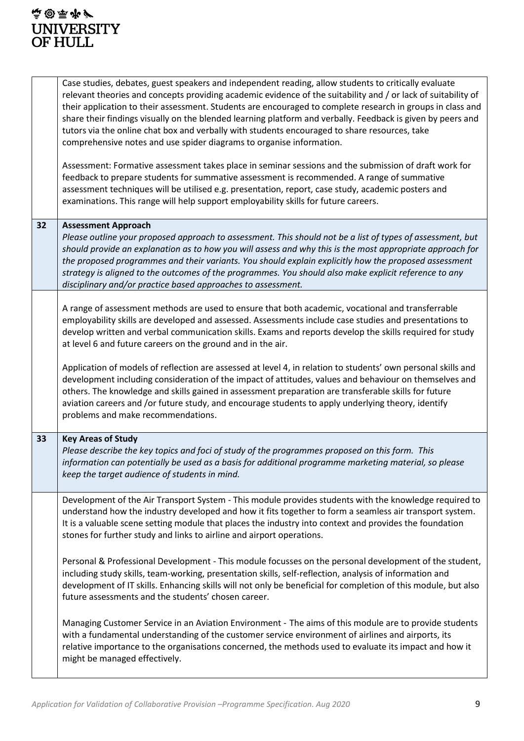| | |
|---|---|
| | Case studies, debates, guest speakers and independent reading, allow students to critically evaluate relevant theories and concepts providing academic evidence of the suitability and / or lack of suitability of their application to their assessment. Students are encouraged to complete research in groups in class and share their findings visually on the blended learning platform and verbally. Feedback is given by peers and tutors via the online chat box and verbally with students encouraged to share resources, take comprehensive notes and use spider diagrams to organise information.<br><br>Assessment: Formative assessment takes place in seminar sessions and the submission of draft work for feedback to prepare students for summative assessment is recommended. A range of summative assessment techniques will be utilised e.g. presentation, report, case study, academic posters and examinations. This range will help support employability skills for future careers. |
| **32** | **Assessment Approach**<br>*Please outline your proposed approach to assessment. This should not be a list of types of assessment, but should provide an explanation as to how you will assess and why this is the most appropriate approach for the proposed programmes and their variants. You should explain explicitly how the proposed assessment strategy is aligned to the outcomes of the programmes. You should also make explicit reference to any disciplinary and/or practice based approaches to assessment.* |
| | A range of assessment methods are used to ensure that both academic, vocational and transferrable employability skills are developed and assessed. Assessments include case studies and presentations to develop written and verbal communication skills. Exams and reports develop the skills required for study at level 6 and future careers on the ground and in the air.<br><br>Application of models of reflection are assessed at level 4, in relation to students' own personal skills and development including consideration of the impact of attitudes, values and behaviour on themselves and others. The knowledge and skills gained in assessment preparation are transferable skills for future aviation careers and /or future study, and encourage students to apply underlying theory, identify problems and make recommendations. |
| **33** | **Key Areas of Study**<br>*Please describe the key topics and foci of study of the programmes proposed on this form. This information can potentially be used as a basis for additional programme marketing material, so please keep the target audience of students in mind.* |
| | Development of the Air Transport System - This module provides students with the knowledge required to understand how the industry developed and how it fits together to form a seamless air transport system. It is a valuable scene setting module that places the industry into context and provides the foundation stones for further study and links to airline and airport operations.<br><br>Personal & Professional Development - This module focusses on the personal development of the student, including study skills, team-working, presentation skills, self-reflection, analysis of information and development of IT skills. Enhancing skills will not only be beneficial for completion of this module, but also future assessments and the students' chosen career.<br><br>Managing Customer Service in an Aviation Environment - The aims of this module are to provide students with a fundamental understanding of the customer service environment of airlines and airports, its relative importance to the organisations concerned, the methods used to evaluate its impact and how it might be managed effectively. |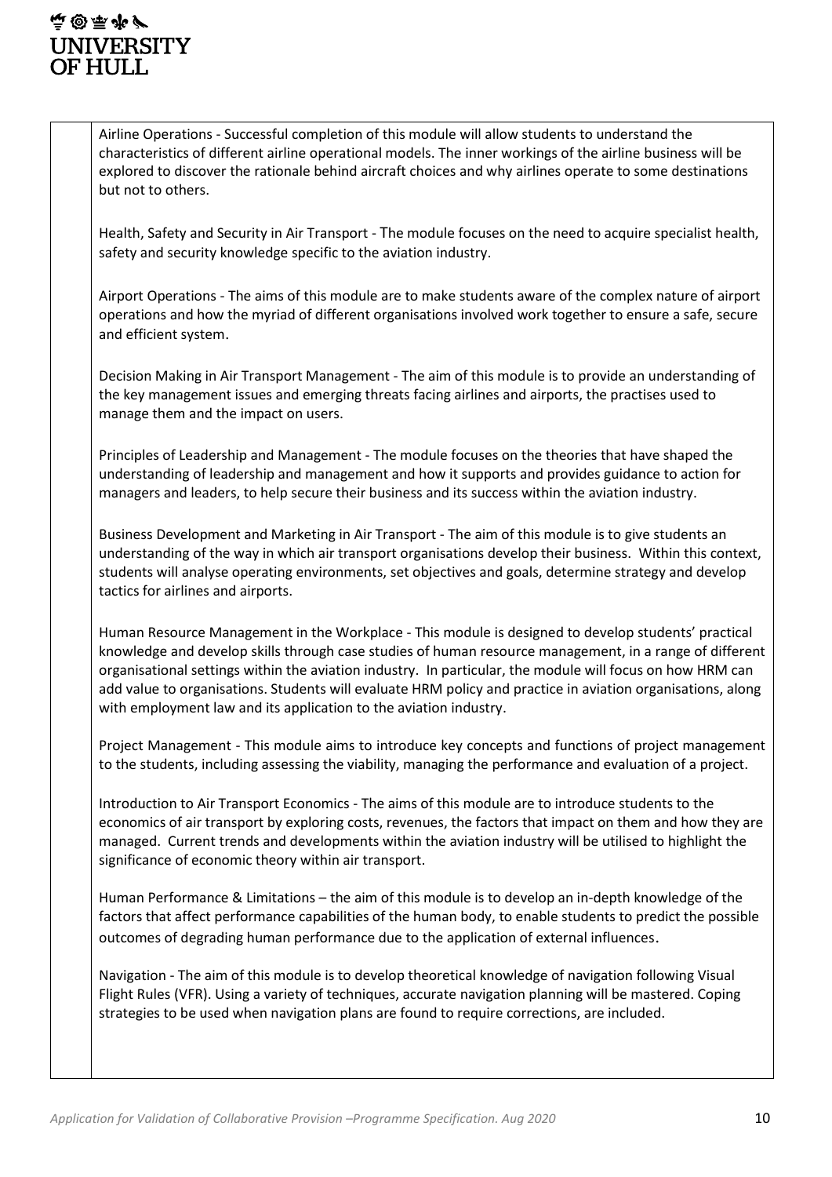Airline Operations - Successful completion of this module will allow students to understand the characteristics of different airline operational models. The inner workings of the airline business will be explored to discover the rationale behind aircraft choices and why airlines operate to some destinations but not to others.

Health, Safety and Security in Air Transport - The module focuses on the need to acquire specialist health, safety and security knowledge specific to the aviation industry.

Airport Operations - The aims of this module are to make students aware of the complex nature of airport operations and how the myriad of different organisations involved work together to ensure a safe, secure and efficient system.

Decision Making in Air Transport Management - The aim of this module is to provide an understanding of the key management issues and emerging threats facing airlines and airports, the practises used to manage them and the impact on users.

Principles of Leadership and Management - The module focuses on the theories that have shaped the understanding of leadership and management and how it supports and provides guidance to action for managers and leaders, to help secure their business and its success within the aviation industry.

Business Development and Marketing in Air Transport - The aim of this module is to give students an understanding of the way in which air transport organisations develop their business. Within this context, students will analyse operating environments, set objectives and goals, determine strategy and develop tactics for airlines and airports.

Human Resource Management in the Workplace - This module is designed to develop students' practical knowledge and develop skills through case studies of human resource management, in a range of different organisational settings within the aviation industry. In particular, the module will focus on how HRM can add value to organisations. Students will evaluate HRM policy and practice in aviation organisations, along with employment law and its application to the aviation industry.

Project Management - This module aims to introduce key concepts and functions of project management to the students, including assessing the viability, managing the performance and evaluation of a project.

Introduction to Air Transport Economics - The aims of this module are to introduce students to the economics of air transport by exploring costs, revenues, the factors that impact on them and how they are managed. Current trends and developments within the aviation industry will be utilised to highlight the significance of economic theory within air transport.

Human Performance & Limitations – the aim of this module is to develop an in-depth knowledge of the factors that affect performance capabilities of the human body, to enable students to predict the possible outcomes of degrading human performance due to the application of external influences.

Navigation - The aim of this module is to develop theoretical knowledge of navigation following Visual Flight Rules (VFR). Using a variety of techniques, accurate navigation planning will be mastered. Coping strategies to be used when navigation plans are found to require corrections, are included.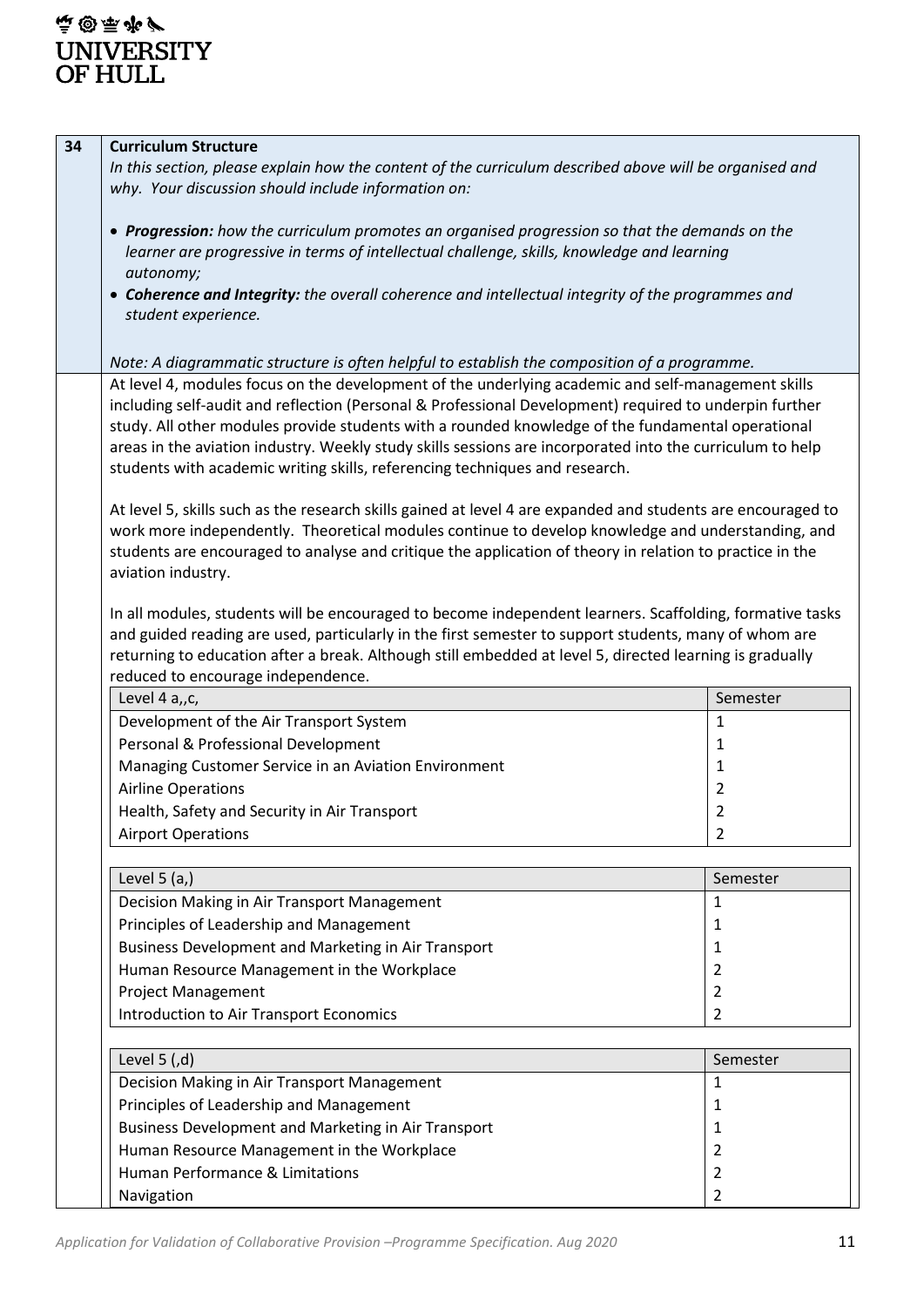**34** **Curriculum Structure**

*In this section, please explain how the content of the curriculum described above will be organised and why. Your discussion should include information on:*

- ***Progression:*** *how the curriculum promotes an organised progression so that the demands on the learner are progressive in terms of intellectual challenge, skills, knowledge and learning autonomy;*
- ***Coherence and Integrity:*** *the overall coherence and intellectual integrity of the programmes and student experience.*

*Note: A diagrammatic structure is often helpful to establish the composition of a programme.*

At level 4, modules focus on the development of the underlying academic and self-management skills including self-audit and reflection (Personal & Professional Development) required to underpin further study. All other modules provide students with a rounded knowledge of the fundamental operational areas in the aviation industry. Weekly study skills sessions are incorporated into the curriculum to help students with academic writing skills, referencing techniques and research.

At level 5, skills such as the research skills gained at level 4 are expanded and students are encouraged to work more independently. Theoretical modules continue to develop knowledge and understanding, and students are encouraged to analyse and critique the application of theory in relation to practice in the aviation industry.

In all modules, students will be encouraged to become independent learners. Scaffolding, formative tasks and guided reading are used, particularly in the first semester to support students, many of whom are returning to education after a break. Although still embedded at level 5, directed learning is gradually reduced to encourage independence.

| Level 4 a,,c, | Semester |
| --- | --- |
| Development of the Air Transport System | 1 |
| Personal & Professional Development | 1 |
| Managing Customer Service in an Aviation Environment | 1 |
| Airline Operations | 2 |
| Health, Safety and Security in Air Transport | 2 |
| Airport Operations | 2 |

| Level 5 (a,) | Semester |
| --- | --- |
| Decision Making in Air Transport Management | 1 |
| Principles of Leadership and Management | 1 |
| Business Development and Marketing in Air Transport | 1 |
| Human Resource Management in the Workplace | 2 |
| Project Management | 2 |
| Introduction to Air Transport Economics | 2 |

| Level 5 (,d) | Semester |
| --- | --- |
| Decision Making in Air Transport Management | 1 |
| Principles of Leadership and Management | 1 |
| Business Development and Marketing in Air Transport | 1 |
| Human Resource Management in the Workplace | 2 |
| Human Performance & Limitations | 2 |
| Navigation | 2 |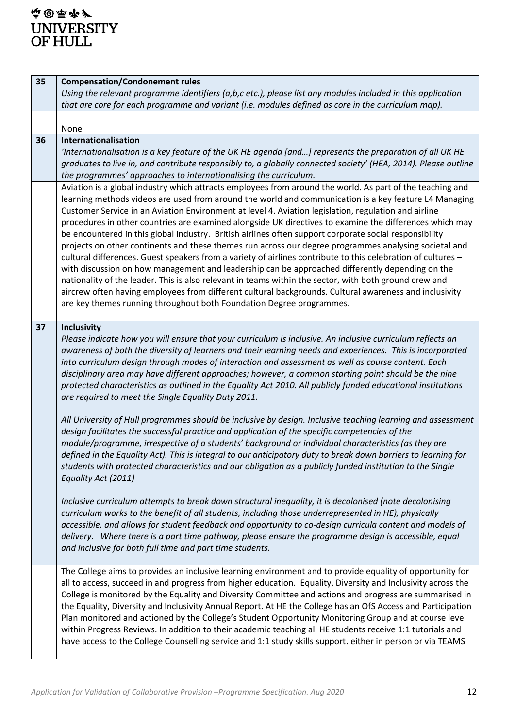| | |
|---|---|
| **35** | **Compensation/Condonement rules**<br>*Using the relevant programme identifiers (a,b,c etc.), please list any modules included in this application that are core for each programme and variant (i.e. modules defined as core in the curriculum map).* |
| | None |
| **36** | **Internationalisation**<br>*'Internationalisation is a key feature of the UK HE agenda [and…] represents the preparation of all UK HE graduates to live in, and contribute responsibly to, a globally connected society' (HEA, 2014). Please outline the programmes' approaches to internationalising the curriculum.* |
| | Aviation is a global industry which attracts employees from around the world. As part of the teaching and learning methods videos are used from around the world and communication is a key feature L4 Managing Customer Service in an Aviation Environment at level 4. Aviation legislation, regulation and airline procedures in other countries are examined alongside UK directives to examine the differences which may be encountered in this global industry. British airlines often support corporate social responsibility projects on other continents and these themes run across our degree programmes analysing societal and cultural differences. Guest speakers from a variety of airlines contribute to this celebration of cultures – with discussion on how management and leadership can be approached differently depending on the nationality of the leader. This is also relevant in teams within the sector, with both ground crew and aircrew often having employees from different cultural backgrounds. Cultural awareness and inclusivity are key themes running throughout both Foundation Degree programmes. |
| **37** | **Inclusivity**<br>*Please indicate how you will ensure that your curriculum is inclusive. An inclusive curriculum reflects an awareness of both the diversity of learners and their learning needs and experiences. This is incorporated into curriculum design through modes of interaction and assessment as well as course content. Each disciplinary area may have different approaches; however, a common starting point should be the nine protected characteristics as outlined in the Equality Act 2010. All publicly funded educational institutions are required to meet the Single Equality Duty 2011.*<br><br>*All University of Hull programmes should be inclusive by design. Inclusive teaching learning and assessment design facilitates the successful practice and application of the specific competencies of the module/programme, irrespective of a students' background or individual characteristics (as they are defined in the Equality Act). This is integral to our anticipatory duty to break down barriers to learning for students with protected characteristics and our obligation as a publicly funded institution to the Single Equality Act (2011)*<br><br>*Inclusive curriculum attempts to break down structural inequality, it is decolonised (note decolonising curriculum works to the benefit of all students, including those underrepresented in HE), physically accessible, and allows for student feedback and opportunity to co-design curricula content and models of delivery. Where there is a part time pathway, please ensure the programme design is accessible, equal and inclusive for both full time and part time students.* |
| | The College aims to provides an inclusive learning environment and to provide equality of opportunity for all to access, succeed in and progress from higher education. Equality, Diversity and Inclusivity across the College is monitored by the Equality and Diversity Committee and actions and progress are summarised in the Equality, Diversity and Inclusivity Annual Report. At HE the College has an OfS Access and Participation Plan monitored and actioned by the College's Student Opportunity Monitoring Group and at course level within Progress Reviews. In addition to their academic teaching all HE students receive 1:1 tutorials and have access to the College Counselling service and 1:1 study skills support. either in person or via TEAMS |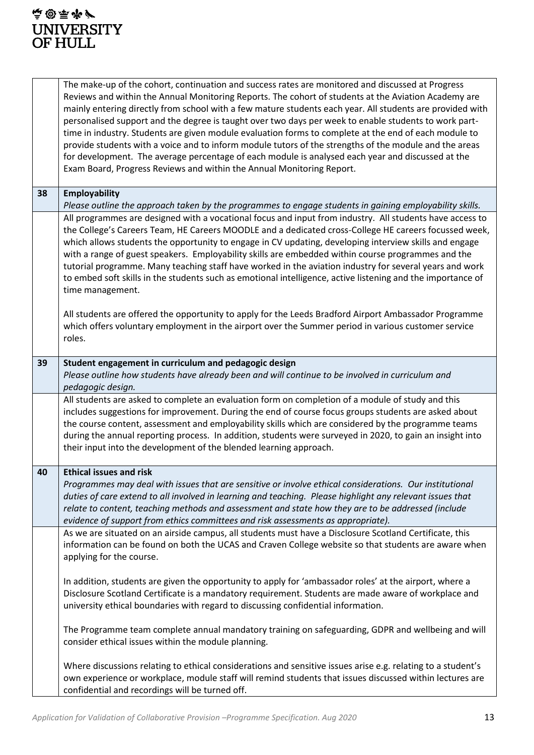| | |
|---|---|
| | The make-up of the cohort, continuation and success rates are monitored and discussed at Progress Reviews and within the Annual Monitoring Reports. The cohort of students at the Aviation Academy are mainly entering directly from school with a few mature students each year. All students are provided with personalised support and the degree is taught over two days per week to enable students to work part-time in industry. Students are given module evaluation forms to complete at the end of each module to provide students with a voice and to inform module tutors of the strengths of the module and the areas for development. The average percentage of each module is analysed each year and discussed at the Exam Board, Progress Reviews and within the Annual Monitoring Report. |
| **38** | **Employability**<br>*Please outline the approach taken by the programmes to engage students in gaining employability skills.* |
| | All programmes are designed with a vocational focus and input from industry. All students have access to the College's Careers Team, HE Careers MOODLE and a dedicated cross-College HE careers focussed week, which allows students the opportunity to engage in CV updating, developing interview skills and engage with a range of guest speakers. Employability skills are embedded within course programmes and the tutorial programme. Many teaching staff have worked in the aviation industry for several years and work to embed soft skills in the students such as emotional intelligence, active listening and the importance of time management.<br><br>All students are offered the opportunity to apply for the Leeds Bradford Airport Ambassador Programme which offers voluntary employment in the airport over the Summer period in various customer service roles. |
| **39** | **Student engagement in curriculum and pedagogic design**<br>*Please outline how students have already been and will continue to be involved in curriculum and pedagogic design.* |
| | All students are asked to complete an evaluation form on completion of a module of study and this includes suggestions for improvement. During the end of course focus groups students are asked about the course content, assessment and employability skills which are considered by the programme teams during the annual reporting process. In addition, students were surveyed in 2020, to gain an insight into their input into the development of the blended learning approach. |
| **40** | **Ethical issues and risk**<br>*Programmes may deal with issues that are sensitive or involve ethical considerations. Our institutional duties of care extend to all involved in learning and teaching. Please highlight any relevant issues that relate to content, teaching methods and assessment and state how they are to be addressed (include evidence of support from ethics committees and risk assessments as appropriate).* |
| | As we are situated on an airside campus, all students must have a Disclosure Scotland Certificate, this information can be found on both the UCAS and Craven College website so that students are aware when applying for the course.<br><br>In addition, students are given the opportunity to apply for 'ambassador roles' at the airport, where a Disclosure Scotland Certificate is a mandatory requirement. Students are made aware of workplace and university ethical boundaries with regard to discussing confidential information.<br><br>The Programme team complete annual mandatory training on safeguarding, GDPR and wellbeing and will consider ethical issues within the module planning.<br><br>Where discussions relating to ethical considerations and sensitive issues arise e.g. relating to a student's own experience or workplace, module staff will remind students that issues discussed within lectures are confidential and recordings will be turned off. |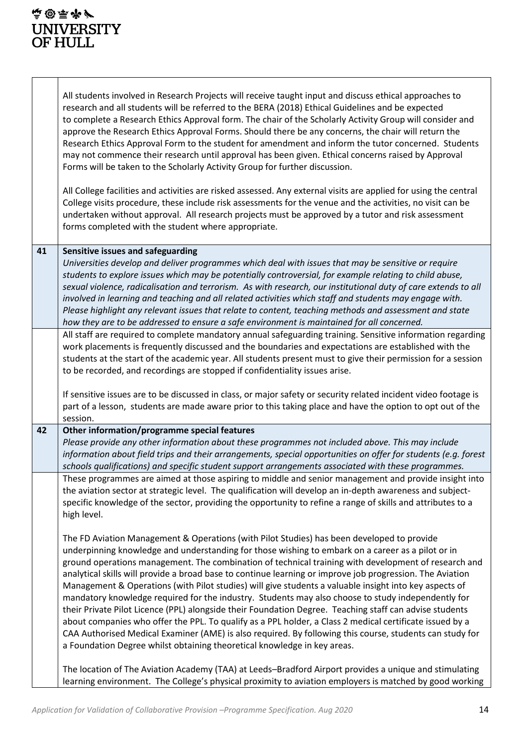| | |
|---|---|
| | All students involved in Research Projects will receive taught input and discuss ethical approaches to research and all students will be referred to the BERA (2018) Ethical Guidelines and be expected to complete a Research Ethics Approval form. The chair of the Scholarly Activity Group will consider and approve the Research Ethics Approval Forms. Should there be any concerns, the chair will return the Research Ethics Approval Form to the student for amendment and inform the tutor concerned. Students may not commence their research until approval has been given. Ethical concerns raised by Approval Forms will be taken to the Scholarly Activity Group for further discussion.<br><br>All College facilities and activities are risked assessed. Any external visits are applied for using the central College visits procedure, these include risk assessments for the venue and the activities, no visit can be undertaken without approval. All research projects must be approved by a tutor and risk assessment forms completed with the student where appropriate. |
| **41** | **Sensitive issues and safeguarding**<br>*Universities develop and deliver programmes which deal with issues that may be sensitive or require students to explore issues which may be potentially controversial, for example relating to child abuse, sexual violence, radicalisation and terrorism. As with research, our institutional duty of care extends to all involved in learning and teaching and all related activities which staff and students may engage with. Please highlight any relevant issues that relate to content, teaching methods and assessment and state how they are to be addressed to ensure a safe environment is maintained for all concerned.* |
| | All staff are required to complete mandatory annual safeguarding training. Sensitive information regarding work placements is frequently discussed and the boundaries and expectations are established with the students at the start of the academic year. All students present must to give their permission for a session to be recorded, and recordings are stopped if confidentiality issues arise.<br><br>If sensitive issues are to be discussed in class, or major safety or security related incident video footage is part of a lesson, students are made aware prior to this taking place and have the option to opt out of the session. |
| **42** | **Other information/programme special features**<br>*Please provide any other information about these programmes not included above. This may include information about field trips and their arrangements, special opportunities on offer for students (e.g. forest schools qualifications) and specific student support arrangements associated with these programmes.* |
| | These programmes are aimed at those aspiring to middle and senior management and provide insight into the aviation sector at strategic level. The qualification will develop an in-depth awareness and subject-specific knowledge of the sector, providing the opportunity to refine a range of skills and attributes to a high level.<br><br>The FD Aviation Management & Operations (with Pilot Studies) has been developed to provide underpinning knowledge and understanding for those wishing to embark on a career as a pilot or in ground operations management. The combination of technical training with development of research and analytical skills will provide a broad base to continue learning or improve job progression. The Aviation Management & Operations (with Pilot studies) will give students a valuable insight into key aspects of mandatory knowledge required for the industry. Students may also choose to study independently for their Private Pilot Licence (PPL) alongside their Foundation Degree. Teaching staff can advise students about companies who offer the PPL. To qualify as a PPL holder, a Class 2 medical certificate issued by a CAA Authorised Medical Examiner (AME) is also required. By following this course, students can study for a Foundation Degree whilst obtaining theoretical knowledge in key areas.<br><br>The location of The Aviation Academy (TAA) at Leeds–Bradford Airport provides a unique and stimulating learning environment. The College's physical proximity to aviation employers is matched by good working |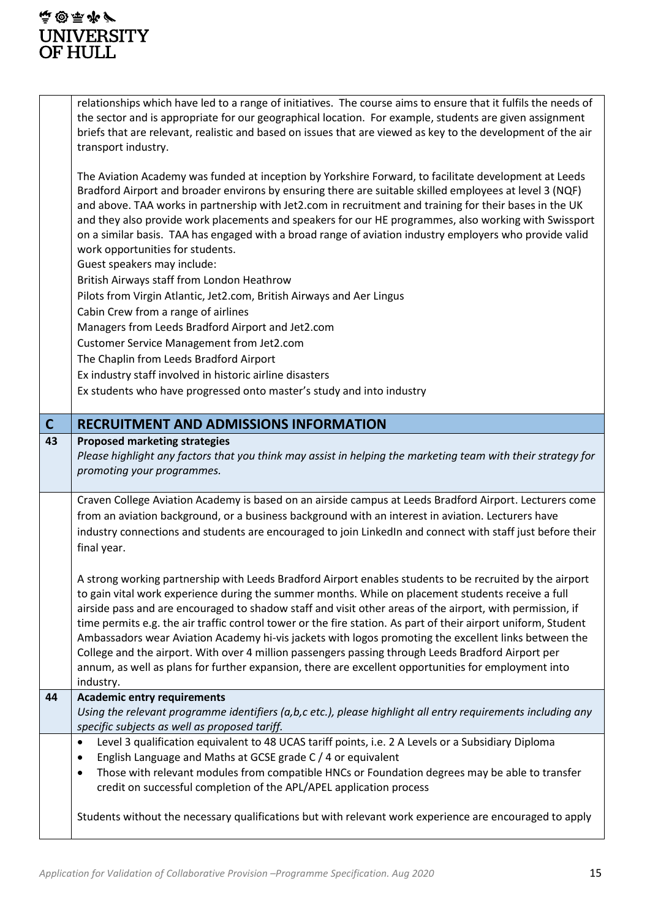relationships which have led to a range of initiatives. The course aims to ensure that it fulfils the needs of the sector and is appropriate for our geographical location. For example, students are given assignment briefs that are relevant, realistic and based on issues that are viewed as key to the development of the air transport industry.

The Aviation Academy was funded at inception by Yorkshire Forward, to facilitate development at Leeds Bradford Airport and broader environs by ensuring there are suitable skilled employees at level 3 (NQF) and above. TAA works in partnership with Jet2.com in recruitment and training for their bases in the UK and they also provide work placements and speakers for our HE programmes, also working with Swissport on a similar basis. TAA has engaged with a broad range of aviation industry employers who provide valid work opportunities for students.

Guest speakers may include:

British Airways staff from London Heathrow

Pilots from Virgin Atlantic, Jet2.com, British Airways and Aer Lingus

Cabin Crew from a range of airlines

Managers from Leeds Bradford Airport and Jet2.com

Customer Service Management from Jet2.com

The Chaplin from Leeds Bradford Airport

Ex industry staff involved in historic airline disasters

Ex students who have progressed onto master's study and into industry

## C RECRUITMENT AND ADMISSIONS INFORMATION

### 43 Proposed marketing strategies

*Please highlight any factors that you think may assist in helping the marketing team with their strategy for promoting your programmes.*

Craven College Aviation Academy is based on an airside campus at Leeds Bradford Airport. Lecturers come from an aviation background, or a business background with an interest in aviation. Lecturers have industry connections and students are encouraged to join LinkedIn and connect with staff just before their final year.

A strong working partnership with Leeds Bradford Airport enables students to be recruited by the airport to gain vital work experience during the summer months. While on placement students receive a full airside pass and are encouraged to shadow staff and visit other areas of the airport, with permission, if time permits e.g. the air traffic control tower or the fire station. As part of their airport uniform, Student Ambassadors wear Aviation Academy hi-vis jackets with logos promoting the excellent links between the College and the airport. With over 4 million passengers passing through Leeds Bradford Airport per annum, as well as plans for further expansion, there are excellent opportunities for employment into industry.

### 44 Academic entry requirements

*Using the relevant programme identifiers (a,b,c etc.), please highlight all entry requirements including any specific subjects as well as proposed tariff.*

- Level 3 qualification equivalent to 48 UCAS tariff points, i.e. 2 A Levels or a Subsidiary Diploma
- English Language and Maths at GCSE grade C / 4 or equivalent
- Those with relevant modules from compatible HNCs or Foundation degrees may be able to transfer credit on successful completion of the APL/APEL application process

Students without the necessary qualifications but with relevant work experience are encouraged to apply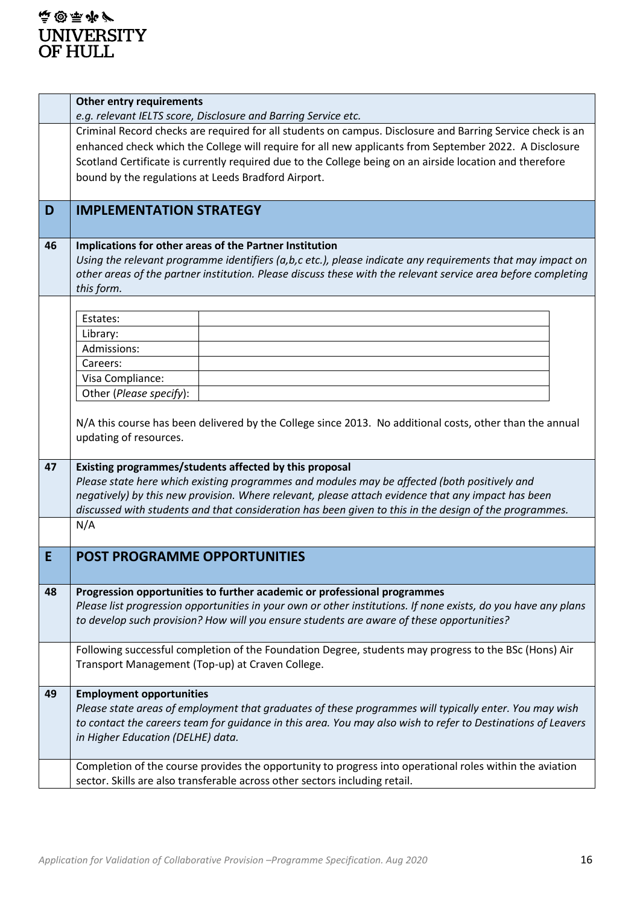| | **Other entry requirements**<br>*e.g. relevant IELTS score, Disclosure and Barring Service etc.* |
|---|---|
| | Criminal Record checks are required for all students on campus. Disclosure and Barring Service check is an enhanced check which the College will require for all new applicants from September 2022. A Disclosure Scotland Certificate is currently required due to the College being on an airside location and therefore bound by the regulations at Leeds Bradford Airport. |
| **D** | **IMPLEMENTATION STRATEGY** |
| **46** | **Implications for other areas of the Partner Institution**<br>*Using the relevant programme identifiers (a,b,c etc.), please indicate any requirements that may impact on other areas of the partner institution. Please discuss these with the relevant service area before completing this form.* |
| | Estates:<br>Library:<br>Admissions:<br>Careers:<br>Visa Compliance:<br>Other (*Please specify*):<br><br>N/A this course has been delivered by the College since 2013. No additional costs, other than the annual updating of resources. |
| **47** | **Existing programmes/students affected by this proposal**<br>*Please state here which existing programmes and modules may be affected (both positively and negatively) by this new provision. Where relevant, please attach evidence that any impact has been discussed with students and that consideration has been given to this in the design of the programmes.* |
| | N/A |
| **E** | **POST PROGRAMME OPPORTUNITIES** |
| **48** | **Progression opportunities to further academic or professional programmes**<br>*Please list progression opportunities in your own or other institutions. If none exists, do you have any plans to develop such provision? How will you ensure students are aware of these opportunities?* |
| | Following successful completion of the Foundation Degree, students may progress to the BSc (Hons) Air Transport Management (Top-up) at Craven College. |
| **49** | **Employment opportunities**<br>*Please state areas of employment that graduates of these programmes will typically enter. You may wish to contact the careers team for guidance in this area. You may also wish to refer to Destinations of Leavers in Higher Education (DELHE) data.* |
| | Completion of the course provides the opportunity to progress into operational roles within the aviation sector. Skills are also transferable across other sectors including retail. |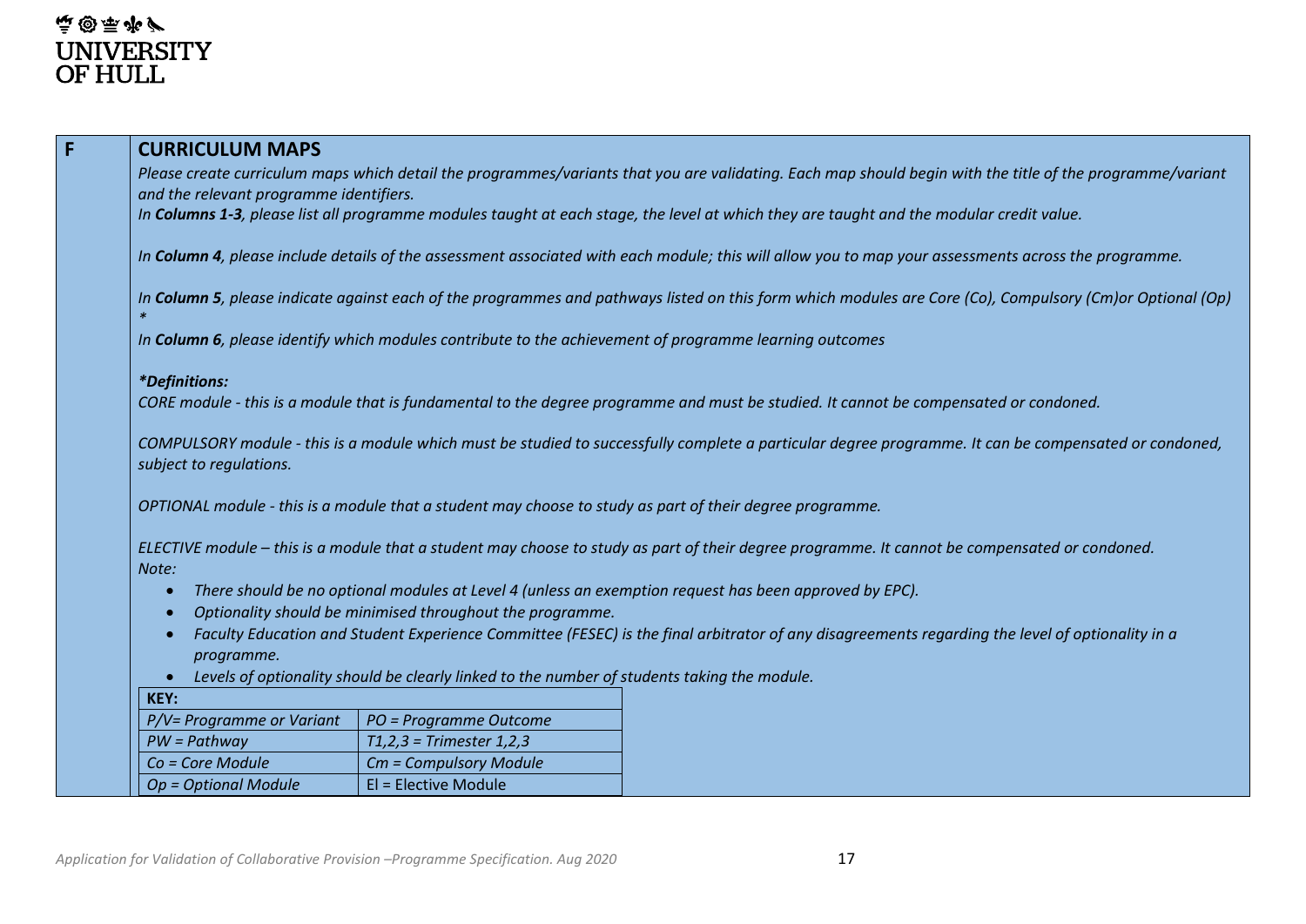**F**

## CURRICULUM MAPS

*Please create curriculum maps which detail the programmes/variants that you are validating. Each map should begin with the title of the programme/variant and the relevant programme identifiers.*

*In **Columns 1-3**, please list all programme modules taught at each stage, the level at which they are taught and the modular credit value.*

*In **Column 4**, please include details of the assessment associated with each module; this will allow you to map your assessments across the programme.*

*In **Column 5**, please indicate against each of the programmes and pathways listed on this form which modules are Core (Co), Compulsory (Cm)or Optional (Op) **

*In **Column 6**, please identify which modules contribute to the achievement of programme learning outcomes*

***Definitions:***

*CORE module - this is a module that is fundamental to the degree programme and must be studied. It cannot be compensated or condoned.*

*COMPULSORY module - this is a module which must be studied to successfully complete a particular degree programme. It can be compensated or condoned, subject to regulations.*

*OPTIONAL module - this is a module that a student may choose to study as part of their degree programme.*

*ELECTIVE module – this is a module that a student may choose to study as part of their degree programme. It cannot be compensated or condoned.*

*Note:*

- *There should be no optional modules at Level 4 (unless an exemption request has been approved by EPC).*
- *Optionality should be minimised throughout the programme.*
- *Faculty Education and Student Experience Committee (FESEC) is the final arbitrator of any disagreements regarding the level of optionality in a programme.*
- *Levels of optionality should be clearly linked to the number of students taking the module.*

| **KEY:** | |
|---|---|
| *P/V= Programme or Variant* | *PO = Programme Outcome* |
| *PW = Pathway* | *T1,2,3 = Trimester 1,2,3* |
| *Co = Core Module* | *Cm = Compulsory Module* |
| *Op = Optional Module* | El = Elective Module |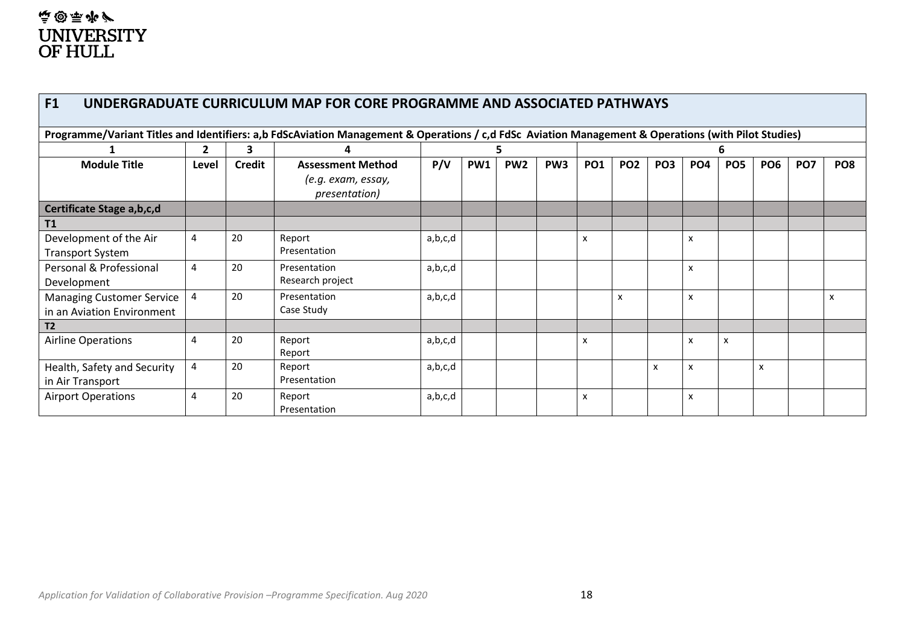## F1 UNDERGRADUATE CURRICULUM MAP FOR CORE PROGRAMME AND ASSOCIATED PATHWAYS

| Programme/Variant Titles and Identifiers: a,b FdScAviation Management & Operations / c,d FdSc Aviation Management & Operations (with Pilot Studies) | | | | | | | | | | | | | | | |
|---|---|---|---|---|---|---|---|---|---|---|---|---|---|---|---|
| 1 | 2 | 3 | 4 | 5 | | | | 6 | | | | | | | |
| **Module Title** | **Level** | **Credit** | **Assessment Method** *(e.g. exam, essay, presentation)* | **P/V** | **PW1** | **PW2** | **PW3** | **PO1** | **PO2** | **PO3** | **PO4** | **PO5** | **PO6** | **PO7** | **PO8** |
| **Certificate Stage a,b,c,d** | | | | | | | | | | | | | | | |
| **T1** | | | | | | | | | | | | | | | |
| Development of the Air Transport System | 4 | 20 | Report<br>Presentation | a,b,c,d | | | | x | | | x | | | | |
| Personal & Professional Development | 4 | 20 | Presentation<br>Research project | a,b,c,d | | | | | | | x | | | | |
| Managing Customer Service in an Aviation Environment | 4 | 20 | Presentation<br>Case Study | a,b,c,d | | | | | x | | x | | | | x |
| **T2** | | | | | | | | | | | | | | | |
| Airline Operations | 4 | 20 | Report<br>Report | a,b,c,d | | | | x | | | x | x | | | |
| Health, Safety and Security in Air Transport | 4 | 20 | Report<br>Presentation | a,b,c,d | | | | | | x | x | | x | | |
| Airport Operations | 4 | 20 | Report<br>Presentation | a,b,c,d | | | | x | | | x | | | | |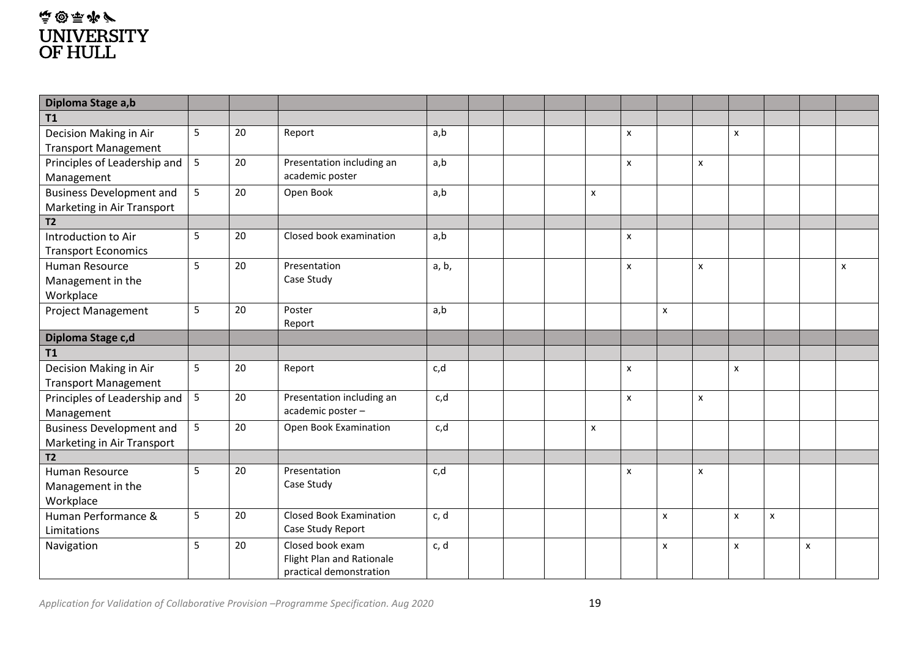| Diploma Stage a,b | | | | | | | | | | | | | | | |
|---|---|---|---|---|---|---|---|---|---|---|---|---|---|---|---|
| **T1** | | | | | | | | | | | | | | | |
| Decision Making in Air Transport Management | 5 | 20 | Report | a,b | | | | | x | | | x | | | |
| Principles of Leadership and Management | 5 | 20 | Presentation including an academic poster | a,b | | | | | x | | x | | | | |
| Business Development and Marketing in Air Transport | 5 | 20 | Open Book | a,b | | | | x | | | | | | | |
| **T2** | | | | | | | | | | | | | | | |
| Introduction to Air Transport Economics | 5 | 20 | Closed book examination | a,b | | | | | x | | | | | | |
| Human Resource Management in the Workplace | 5 | 20 | Presentation<br>Case Study | a, b, | | | | | x | | x | | | | x |
| Project Management | 5 | 20 | Poster<br>Report | a,b | | | | | | x | | | | | |
| **Diploma Stage c,d** | | | | | | | | | | | | | | | |
| **T1** | | | | | | | | | | | | | | | |
| Decision Making in Air Transport Management | 5 | 20 | Report | c,d | | | | | x | | | x | | | |
| Principles of Leadership and Management | 5 | 20 | Presentation including an academic poster – | c,d | | | | | x | | x | | | | |
| Business Development and Marketing in Air Transport | 5 | 20 | Open Book Examination | c,d | | | | x | | | | | | | |
| **T2** | | | | | | | | | | | | | | | |
| Human Resource Management in the Workplace | 5 | 20 | Presentation<br>Case Study | c,d | | | | | x | | x | | | | |
| Human Performance & Limitations | 5 | 20 | Closed Book Examination<br>Case Study Report | c, d | | | | | | x | | x | x | | |
| Navigation | 5 | 20 | Closed book exam<br>Flight Plan and Rationale practical demonstration | c, d | | | | | | x | | x | | x | |